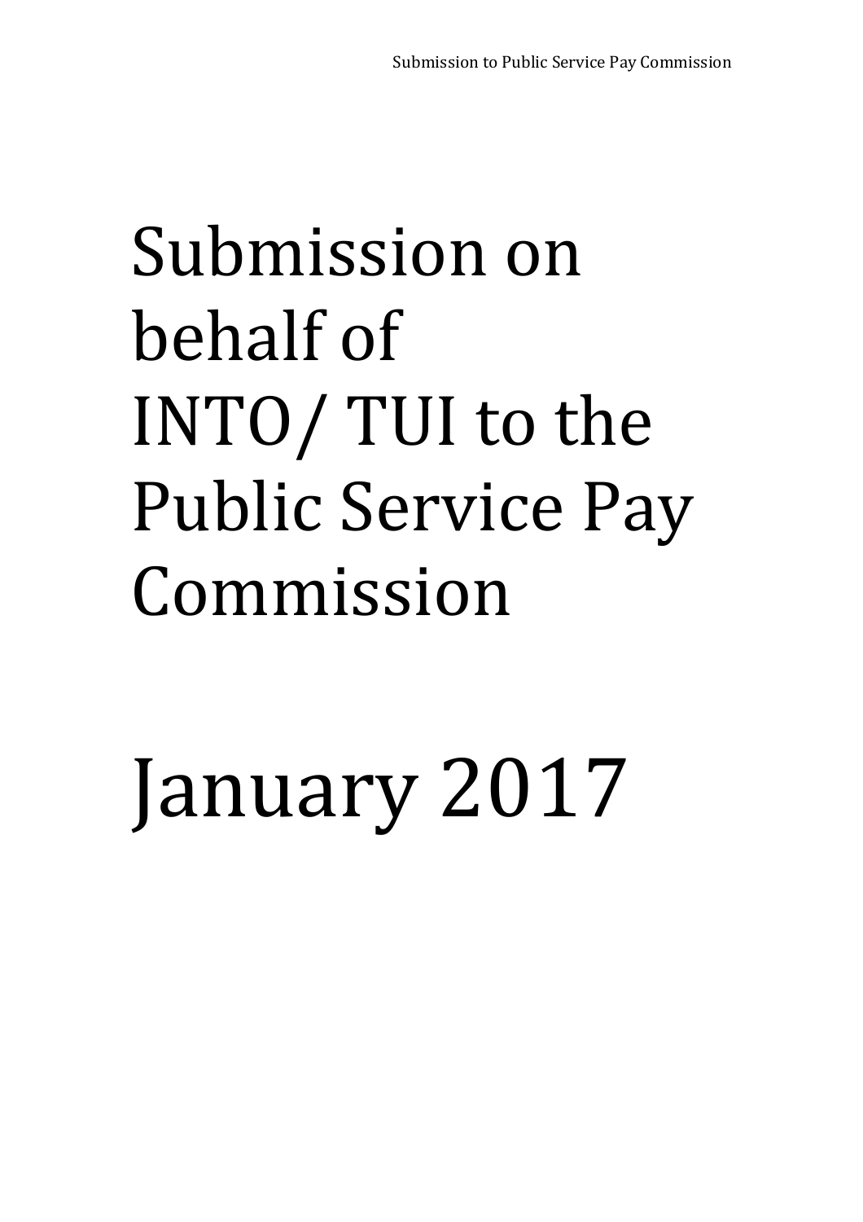# Submission on behalf of INTO/ TUI to the Public Service Pay Commission

# January 2017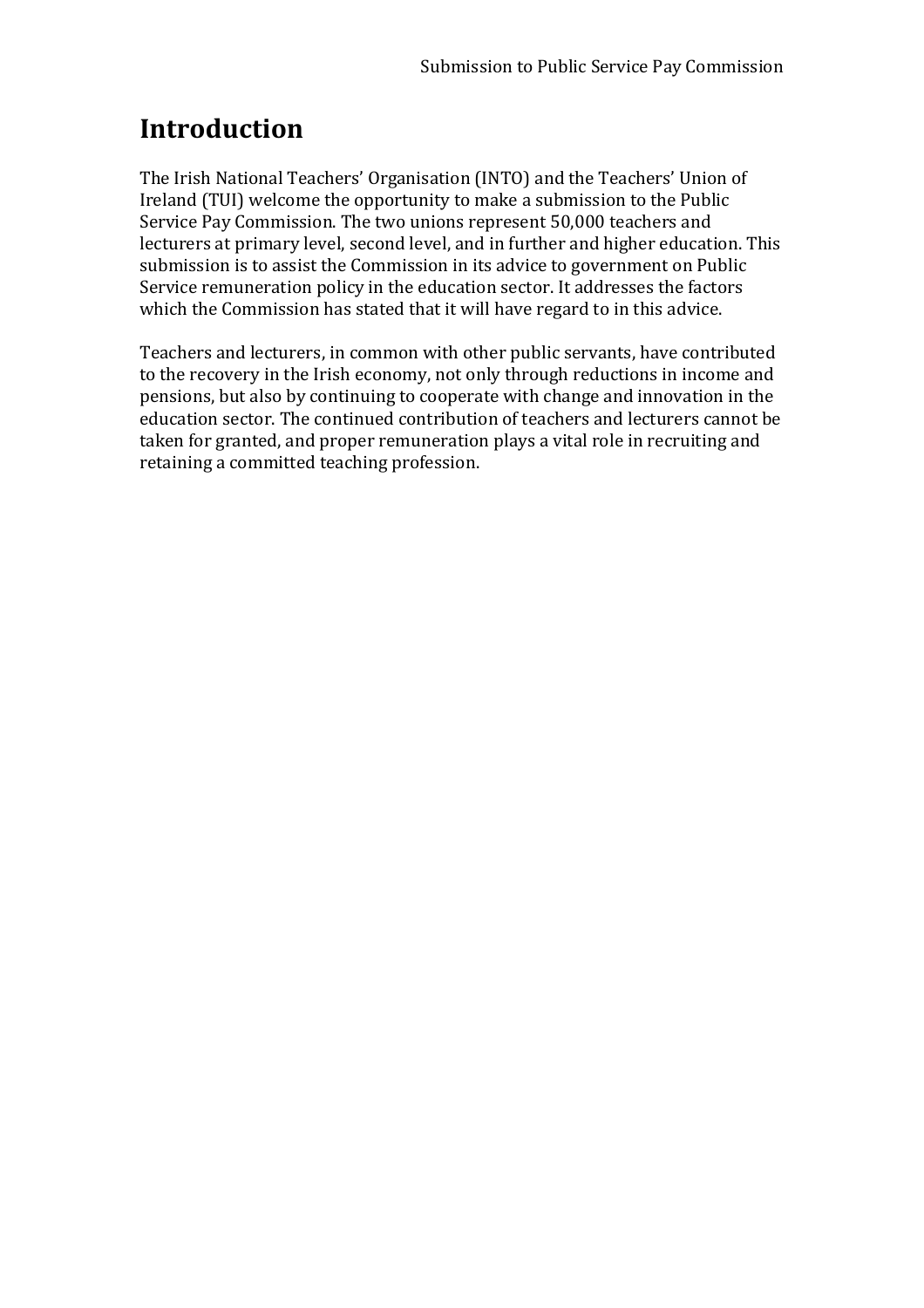# Introduction

The Irish National Teachers' Organisation (INTO) and the Teachers' Union of Ireland (TUI) welcome the opportunity to make a submission to the Public Service Pay Commission. The two unions represent 50,000 teachers and lecturers at primary level, second level, and in further and higher education. This submission is to assist the Commission in its advice to government on Public Service remuneration policy in the education sector. It addresses the factors which the Commission has stated that it will have regard to in this advice.

Teachers and lecturers, in common with other public servants, have contributed to the recovery in the Irish economy, not only through reductions in income and pensions, but also by continuing to cooperate with change and innovation in the education sector. The continued contribution of teachers and lecturers cannot be taken for granted, and proper remuneration plays a vital role in recruiting and retaining a committed teaching profession.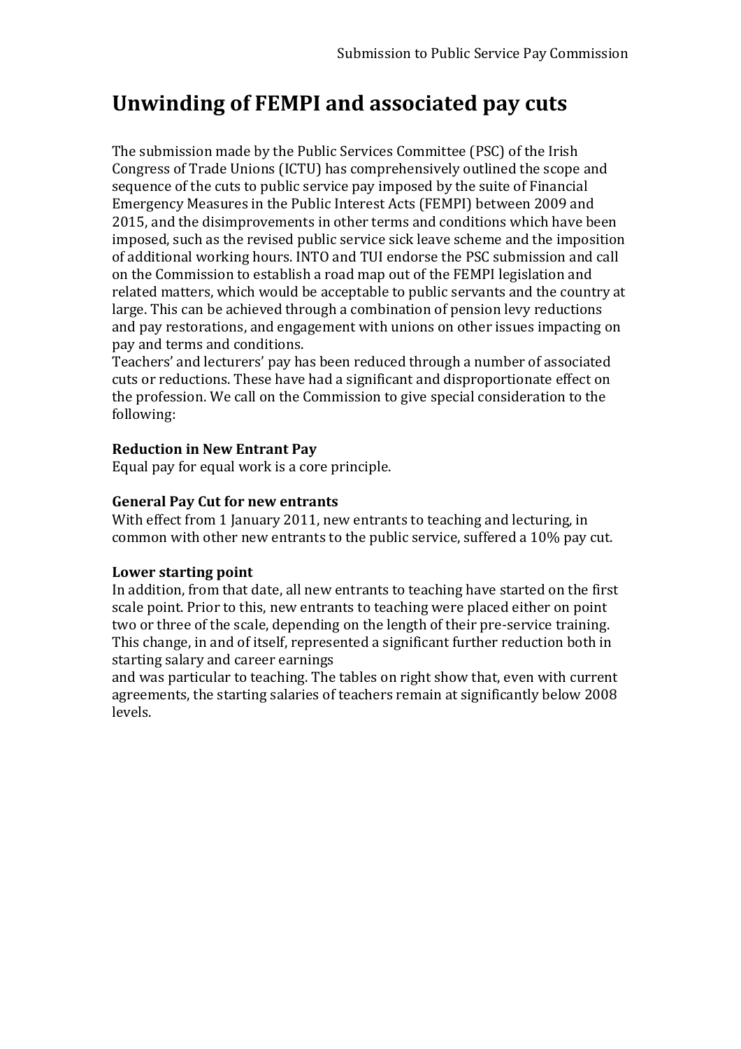# Unwinding of FEMPI and associated pay cuts

The submission made by the Public Services Committee (PSC) of the Irish Congress of Trade Unions (ICTU) has comprehensively outlined the scope and sequence of the cuts to public service pay imposed by the suite of Financial Emergency Measures in the Public Interest Acts (FEMPI) between 2009 and 2015, and the disimprovements in other terms and conditions which have been imposed, such as the revised public service sick leave scheme and the imposition of additional working hours. INTO and TUI endorse the PSC submission and call on the Commission to establish a road map out of the FEMPI legislation and related matters, which would be acceptable to public servants and the country at large. This can be achieved through a combination of pension levy reductions and pay restorations, and engagement with unions on other issues impacting on pay and terms and conditions.

Teachers' and lecturers' pay has been reduced through a number of associated cuts or reductions. These have had a significant and disproportionate effect on the profession. We call on the Commission to give special consideration to the following:

**Reduction in New Entrant Pay**

Equal pay for equal work is a core principle.

**General Pay Cut for new entrants**

With effect from 1 January 2011, new entrants to teaching and lecturing, in common with other new entrants to the public service, suffered a 10% pay cut.

**Lower starting point**

In addition, from that date, all new entrants to teaching have started on the first scale point. Prior to this, new entrants to teaching were placed either on point two or three of the scale, depending on the length of their pre-service training. This change, in and of itself, represented a significant further reduction both in starting salary and career earnings and was particular to teaching. The tables on right show that, even with current agreements, the starting salaries of teachers remain at significantly below 2008 levels.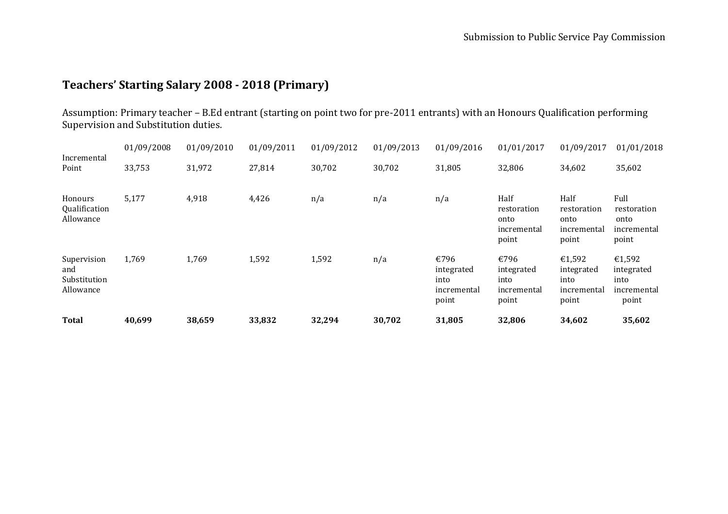## Teachers' Starting Salary 2008 - 2018 (Primary)

Assumption: Primary teacher – B.Ed entrant (starting on point two for pre-2011 entrants) with an Honours Qualification performing Supervision and Substitution duties.

| | 01/09/2008 | 01/09/2010 | 01/09/2011 | 01/09/2012 | 01/09/2013 | 01/09/2016 | 01/01/2017 | 01/09/2017 | 01/01/2018 |
|---|---|---|---|---|---|---|---|---|---|
| Incremental Point | 33,753 | 31,972 | 27,814 | 30,702 | 30,702 | 31,805 | 32,806 | 34,602 | 35,602 |
| Honours Qualification Allowance | 5,177 | 4,918 | 4,426 | n/a | n/a | n/a | Half restoration onto incremental point | Half restoration onto incremental point | Full restoration onto incremental point |
| Supervision and Substitution Allowance | 1,769 | 1,769 | 1,592 | 1,592 | n/a | €796 integrated into incremental point | €796 integrated into incremental point | €1,592 integrated into incremental point | €1,592 integrated into incremental point |
| **Total** | **40,699** | **38,659** | **33,832** | **32,294** | **30,702** | **31,805** | **32,806** | **34,602** | **35,602** |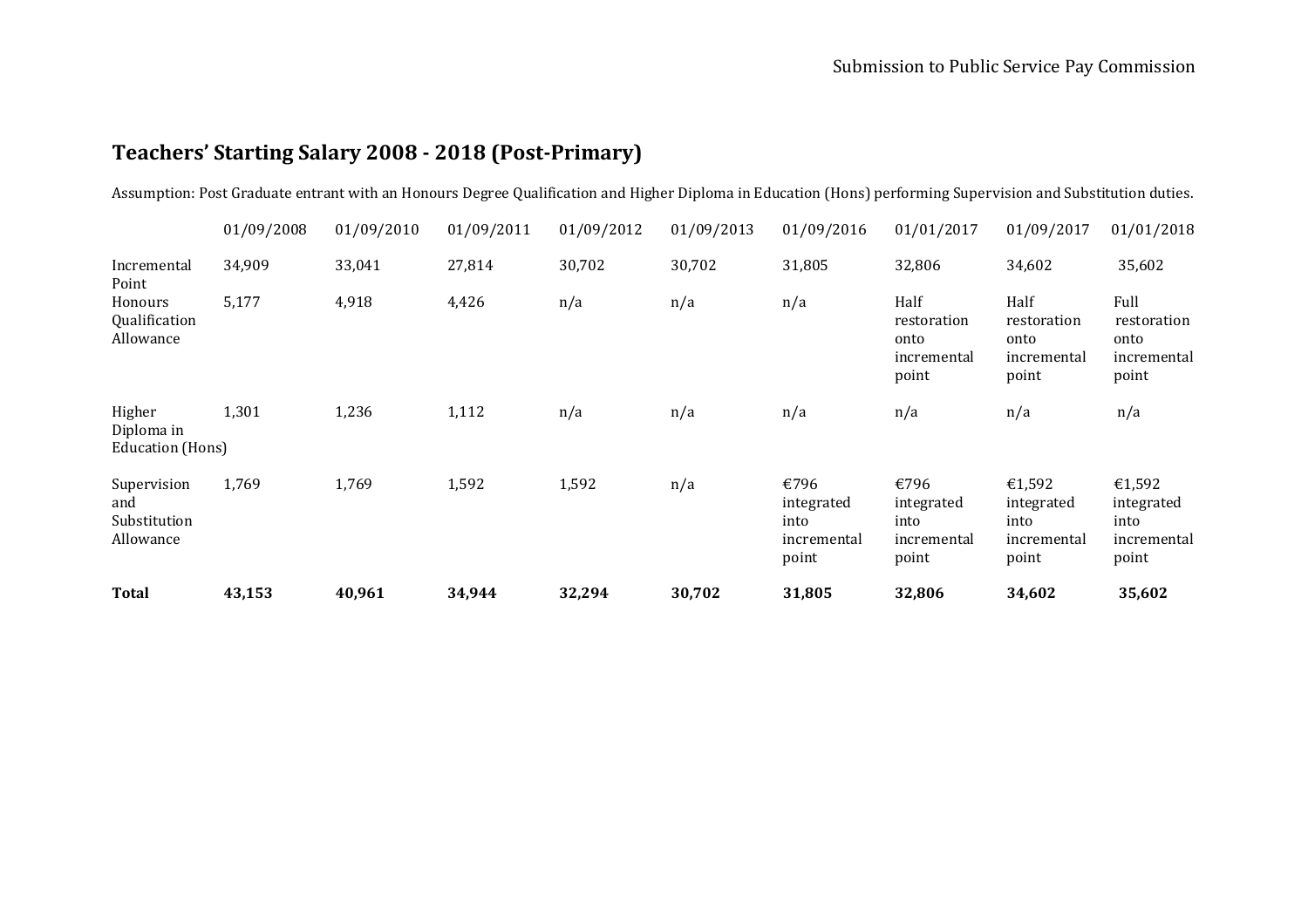## Teachers' Starting Salary 2008 - 2018 (Post-Primary)

Assumption: Post Graduate entrant with an Honours Degree Qualification and Higher Diploma in Education (Hons) performing Supervision and Substitution duties.

| | 01/09/2008 | 01/09/2010 | 01/09/2011 | 01/09/2012 | 01/09/2013 | 01/09/2016 | 01/01/2017 | 01/09/2017 | 01/01/2018 |
|---|---|---|---|---|---|---|---|---|---|
| Incremental Point | 34,909 | 33,041 | 27,814 | 30,702 | 30,702 | 31,805 | 32,806 | 34,602 | 35,602 |
| Honours Qualification Allowance | 5,177 | 4,918 | 4,426 | n/a | n/a | n/a | Half restoration onto incremental point | Half restoration onto incremental point | Full restoration onto incremental point |
| Higher Diploma in Education (Hons) | 1,301 | 1,236 | 1,112 | n/a | n/a | n/a | n/a | n/a | n/a |
| Supervision and Substitution Allowance | 1,769 | 1,769 | 1,592 | 1,592 | n/a | €796 integrated into incremental point | €796 integrated into incremental point | €1,592 integrated into incremental point | €1,592 integrated into incremental point |
| **Total** | **43,153** | **40,961** | **34,944** | **32,294** | **30,702** | **31,805** | **32,806** | **34,602** | **35,602** |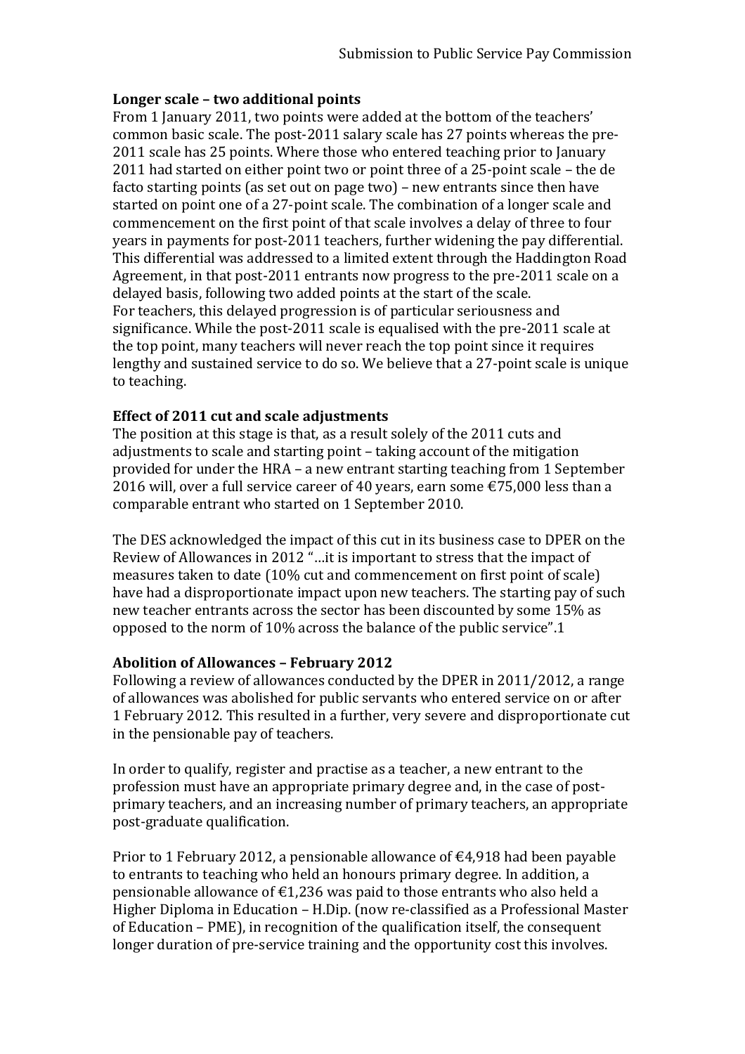**Longer scale – two additional points**

From 1 January 2011, two points were added at the bottom of the teachers' common basic scale. The post-2011 salary scale has 27 points whereas the pre-2011 scale has 25 points. Where those who entered teaching prior to January 2011 had started on either point two or point three of a 25-point scale – the de facto starting points (as set out on page two) – new entrants since then have started on point one of a 27-point scale. The combination of a longer scale and commencement on the first point of that scale involves a delay of three to four years in payments for post-2011 teachers, further widening the pay differential. This differential was addressed to a limited extent through the Haddington Road Agreement, in that post-2011 entrants now progress to the pre-2011 scale on a delayed basis, following two added points at the start of the scale.

For teachers, this delayed progression is of particular seriousness and significance. While the post-2011 scale is equalised with the pre-2011 scale at the top point, many teachers will never reach the top point since it requires lengthy and sustained service to do so. We believe that a 27-point scale is unique to teaching.

**Effect of 2011 cut and scale adjustments**

The position at this stage is that, as a result solely of the 2011 cuts and adjustments to scale and starting point – taking account of the mitigation provided for under the HRA – a new entrant starting teaching from 1 September 2016 will, over a full service career of 40 years, earn some €75,000 less than a comparable entrant who started on 1 September 2010.

The DES acknowledged the impact of this cut in its business case to DPER on the Review of Allowances in 2012 "…it is important to stress that the impact of measures taken to date (10% cut and commencement on first point of scale) have had a disproportionate impact upon new teachers. The starting pay of such new teacher entrants across the sector has been discounted by some 15% as opposed to the norm of 10% across the balance of the public service".[1]

**Abolition of Allowances – February 2012**

Following a review of allowances conducted by the DPER in 2011/2012, a range of allowances was abolished for public servants who entered service on or after 1 February 2012. This resulted in a further, very severe and disproportionate cut in the pensionable pay of teachers.

In order to qualify, register and practise as a teacher, a new entrant to the profession must have an appropriate primary degree and, in the case of post-primary teachers, and an increasing number of primary teachers, an appropriate post-graduate qualification.

Prior to 1 February 2012, a pensionable allowance of €4,918 had been payable to entrants to teaching who held an honours primary degree. In addition, a pensionable allowance of €1,236 was paid to those entrants who also held a Higher Diploma in Education – H.Dip. (now re-classified as a Professional Master of Education – PME), in recognition of the qualification itself, the consequent longer duration of pre-service training and the opportunity cost this involves.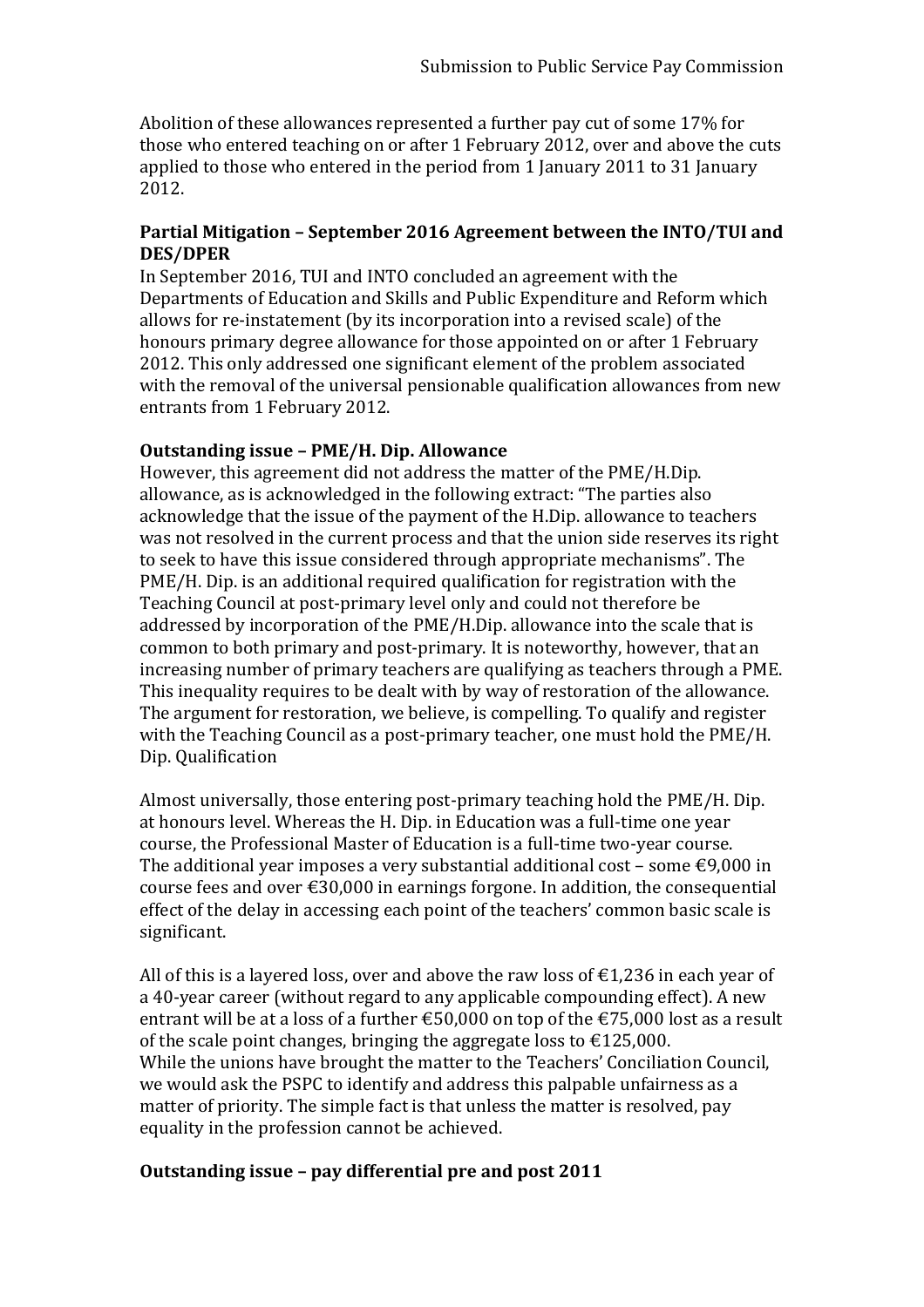Abolition of these allowances represented a further pay cut of some 17% for those who entered teaching on or after 1 February 2012, over and above the cuts applied to those who entered in the period from 1 January 2011 to 31 January 2012.

**Partial Mitigation – September 2016 Agreement between the INTO/TUI and DES/DPER**

In September 2016, TUI and INTO concluded an agreement with the Departments of Education and Skills and Public Expenditure and Reform which allows for re-instatement (by its incorporation into a revised scale) of the honours primary degree allowance for those appointed on or after 1 February 2012. This only addressed one significant element of the problem associated with the removal of the universal pensionable qualification allowances from new entrants from 1 February 2012.

**Outstanding issue – PME/H. Dip. Allowance**

However, this agreement did not address the matter of the PME/H.Dip. allowance, as is acknowledged in the following extract: "The parties also acknowledge that the issue of the payment of the H.Dip. allowance to teachers was not resolved in the current process and that the union side reserves its right to seek to have this issue considered through appropriate mechanisms". The PME/H. Dip. is an additional required qualification for registration with the Teaching Council at post-primary level only and could not therefore be addressed by incorporation of the PME/H.Dip. allowance into the scale that is common to both primary and post-primary. It is noteworthy, however, that an increasing number of primary teachers are qualifying as teachers through a PME. This inequality requires to be dealt with by way of restoration of the allowance. The argument for restoration, we believe, is compelling. To qualify and register with the Teaching Council as a post-primary teacher, one must hold the PME/H. Dip. Qualification

Almost universally, those entering post-primary teaching hold the PME/H. Dip. at honours level. Whereas the H. Dip. in Education was a full-time one year course, the Professional Master of Education is a full-time two-year course. The additional year imposes a very substantial additional cost – some €9,000 in course fees and over €30,000 in earnings forgone. In addition, the consequential effect of the delay in accessing each point of the teachers' common basic scale is significant.

All of this is a layered loss, over and above the raw loss of €1,236 in each year of a 40-year career (without regard to any applicable compounding effect). A new entrant will be at a loss of a further €50,000 on top of the €75,000 lost as a result of the scale point changes, bringing the aggregate loss to €125,000.
While the unions have brought the matter to the Teachers' Conciliation Council, we would ask the PSPC to identify and address this palpable unfairness as a matter of priority. The simple fact is that unless the matter is resolved, pay equality in the profession cannot be achieved.

**Outstanding issue – pay differential pre and post 2011**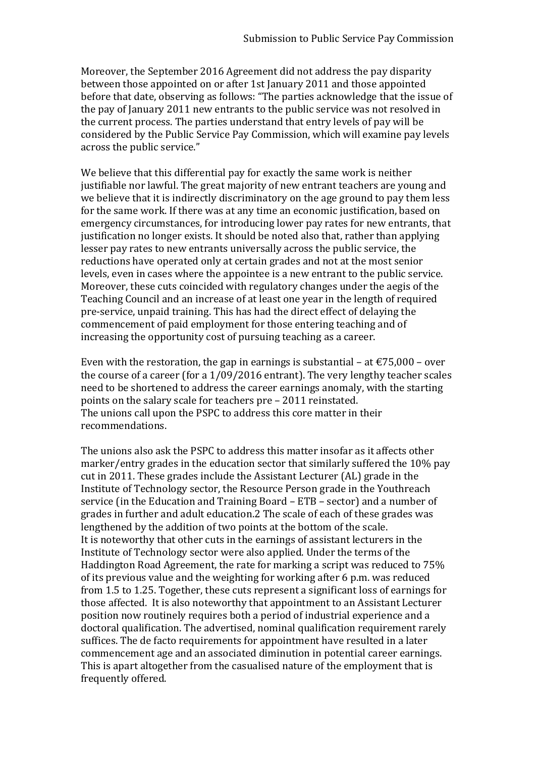Moreover, the September 2016 Agreement did not address the pay disparity between those appointed on or after 1st January 2011 and those appointed before that date, observing as follows: "The parties acknowledge that the issue of the pay of January 2011 new entrants to the public service was not resolved in the current process. The parties understand that entry levels of pay will be considered by the Public Service Pay Commission, which will examine pay levels across the public service."

We believe that this differential pay for exactly the same work is neither justifiable nor lawful. The great majority of new entrant teachers are young and we believe that it is indirectly discriminatory on the age ground to pay them less for the same work. If there was at any time an economic justification, based on emergency circumstances, for introducing lower pay rates for new entrants, that justification no longer exists. It should be noted also that, rather than applying lesser pay rates to new entrants universally across the public service, the reductions have operated only at certain grades and not at the most senior levels, even in cases where the appointee is a new entrant to the public service. Moreover, these cuts coincided with regulatory changes under the aegis of the Teaching Council and an increase of at least one year in the length of required pre-service, unpaid training. This has had the direct effect of delaying the commencement of paid employment for those entering teaching and of increasing the opportunity cost of pursuing teaching as a career.

Even with the restoration, the gap in earnings is substantial – at €75,000 – over the course of a career (for a 1/09/2016 entrant). The very lengthy teacher scales need to be shortened to address the career earnings anomaly, with the starting points on the salary scale for teachers pre – 2011 reinstated.
The unions call upon the PSPC to address this core matter in their recommendations.

The unions also ask the PSPC to address this matter insofar as it affects other marker/entry grades in the education sector that similarly suffered the 10% pay cut in 2011. These grades include the Assistant Lecturer (AL) grade in the Institute of Technology sector, the Resource Person grade in the Youthreach service (in the Education and Training Board – ETB – sector) and a number of grades in further and adult education.[2] The scale of each of these grades was lengthened by the addition of two points at the bottom of the scale.
It is noteworthy that other cuts in the earnings of assistant lecturers in the Institute of Technology sector were also applied. Under the terms of the Haddington Road Agreement, the rate for marking a script was reduced to 75% of its previous value and the weighting for working after 6 p.m. was reduced from 1.5 to 1.25. Together, these cuts represent a significant loss of earnings for those affected. It is also noteworthy that appointment to an Assistant Lecturer position now routinely requires both a period of industrial experience and a doctoral qualification. The advertised, nominal qualification requirement rarely suffices. The de facto requirements for appointment have resulted in a later commencement age and an associated diminution in potential career earnings. This is apart altogether from the casualised nature of the employment that is frequently offered.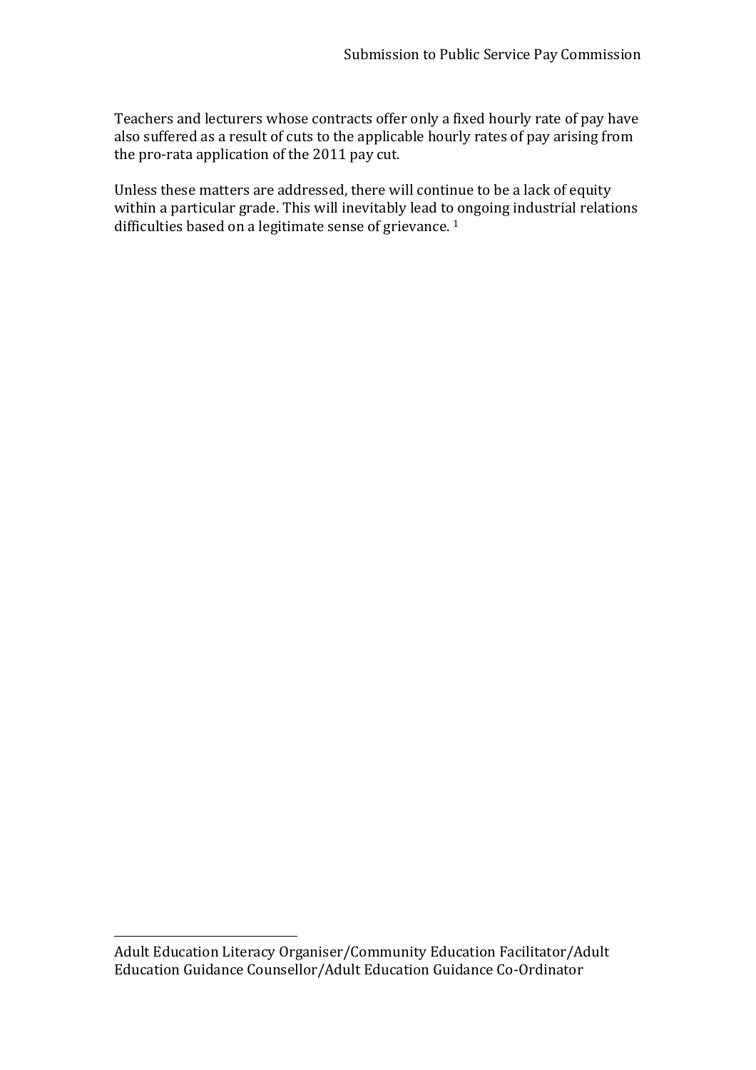Teachers and lecturers whose contracts offer only a fixed hourly rate of pay have also suffered as a result of cuts to the applicable hourly rates of pay arising from the pro-rata application of the 2011 pay cut.

Unless these matters are addressed, there will continue to be a lack of equity within a particular grade. This will inevitably lead to ongoing industrial relations difficulties based on a legitimate sense of grievance. [1]

---

[1] Adult Education Literacy Organiser/Community Education Facilitator/Adult Education Guidance Counsellor/Adult Education Guidance Co-Ordinator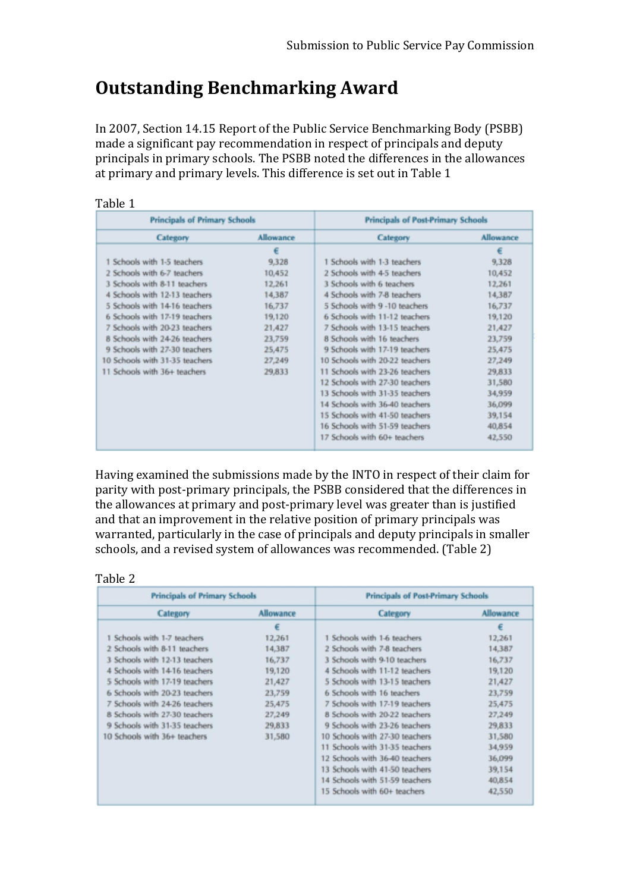# Outstanding Benchmarking Award

In 2007, Section 14.15 Report of the Public Service Benchmarking Body (PSBB) made a significant pay recommendation in respect of principals and deputy principals in primary schools. The PSBB noted the differences in the allowances at primary and primary levels. This difference is set out in Table 1

Table 1

| Principals of Primary Schools | | Principals of Post-Primary Schools | |
|---|---|---|---|
| Category | Allowance | Category | Allowance |
| | € | | € |
| 1 Schools with 1-5 teachers | 9,328 | 1 Schools with 1-3 teachers | 9,328 |
| 2 Schools with 6-7 teachers | 10,452 | 2 Schools with 4-5 teachers | 10,452 |
| 3 Schools with 8-11 teachers | 12,261 | 3 Schools with 6 teachers | 12,261 |
| 4 Schools with 12-13 teachers | 14,387 | 4 Schools with 7-8 teachers | 14,387 |
| 5 Schools with 14-16 teachers | 16,737 | 5 Schools with 9 -10 teachers | 16,737 |
| 6 Schools with 17-19 teachers | 19,120 | 6 Schools with 11-12 teachers | 19,120 |
| 7 Schools with 20-23 teachers | 21,427 | 7 Schools with 13-15 teachers | 21,427 |
| 8 Schools with 24-26 teachers | 23,759 | 8 Schools with 16 teachers | 23,759 |
| 9 Schools with 27-30 teachers | 25,475 | 9 Schools with 17-19 teachers | 25,475 |
| 10 Schools with 31-35 teachers | 27,249 | 10 Schools with 20-22 teachers | 27,249 |
| 11 Schools with 36+ teachers | 29,833 | 11 Schools with 23-26 teachers | 29,833 |
| | | 12 Schools with 27-30 teachers | 31,580 |
| | | 13 Schools with 31-35 teachers | 34,959 |
| | | 14 Schools with 36-40 teachers | 36,099 |
| | | 15 Schools with 41-50 teachers | 39,154 |
| | | 16 Schools with 51-59 teachers | 40,854 |
| | | 17 Schools with 60+ teachers | 42,550 |

Having examined the submissions made by the INTO in respect of their claim for parity with post-primary principals, the PSBB considered that the differences in the allowances at primary and post-primary level was greater than is justified and that an improvement in the relative position of primary principals was warranted, particularly in the case of principals and deputy principals in smaller schools, and a revised system of allowances was recommended. (Table 2)

Table 2

| Principals of Primary Schools | | Principals of Post-Primary Schools | |
|---|---|---|---|
| Category | Allowance | Category | Allowance |
| | € | | € |
| 1 Schools with 1-7 teachers | 12,261 | 1 Schools with 1-6 teachers | 12,261 |
| 2 Schools with 8-11 teachers | 14,387 | 2 Schools with 7-8 teachers | 14,387 |
| 3 Schools with 12-13 teachers | 16,737 | 3 Schools with 9-10 teachers | 16,737 |
| 4 Schools with 14-16 teachers | 19,120 | 4 Schools with 11-12 teachers | 19,120 |
| 5 Schools with 17-19 teachers | 21,427 | 5 Schools with 13-15 teachers | 21,427 |
| 6 Schools with 20-23 teachers | 23,759 | 6 Schools with 16 teachers | 23,759 |
| 7 Schools with 24-26 teachers | 25,475 | 7 Schools with 17-19 teachers | 25,475 |
| 8 Schools with 27-30 teachers | 27,249 | 8 Schools with 20-22 teachers | 27,249 |
| 9 Schools with 31-35 teachers | 29,833 | 9 Schools with 23-26 teachers | 29,833 |
| 10 Schools with 36+ teachers | 31,580 | 10 Schools with 27-30 teachers | 31,580 |
| | | 11 Schools with 31-35 teachers | 34,959 |
| | | 12 Schools with 36-40 teachers | 36,099 |
| | | 13 Schools with 41-50 teachers | 39,154 |
| | | 14 Schools with 51-59 teachers | 40,854 |
| | | 15 Schools with 60+ teachers | 42,550 |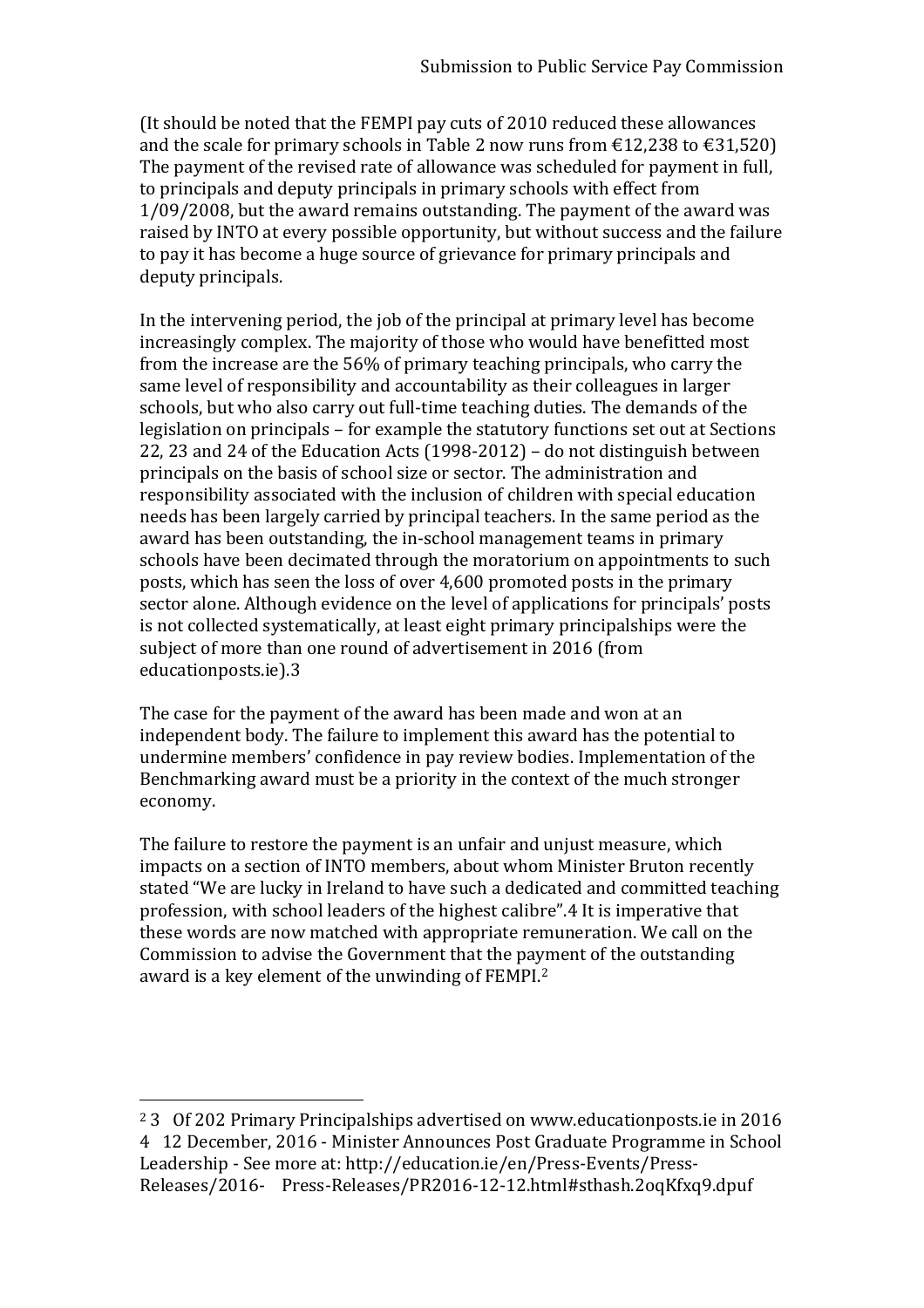(It should be noted that the FEMPI pay cuts of 2010 reduced these allowances and the scale for primary schools in Table 2 now runs from €12,238 to €31,520) The payment of the revised rate of allowance was scheduled for payment in full, to principals and deputy principals in primary schools with effect from 1/09/2008, but the award remains outstanding. The payment of the award was raised by INTO at every possible opportunity, but without success and the failure to pay it has become a huge source of grievance for primary principals and deputy principals.

In the intervening period, the job of the principal at primary level has become increasingly complex. The majority of those who would have benefitted most from the increase are the 56% of primary teaching principals, who carry the same level of responsibility and accountability as their colleagues in larger schools, but who also carry out full-time teaching duties. The demands of the legislation on principals – for example the statutory functions set out at Sections 22, 23 and 24 of the Education Acts (1998-2012) – do not distinguish between principals on the basis of school size or sector. The administration and responsibility associated with the inclusion of children with special education needs has been largely carried by principal teachers. In the same period as the award has been outstanding, the in-school management teams in primary schools have been decimated through the moratorium on appointments to such posts, which has seen the loss of over 4,600 promoted posts in the primary sector alone. Although evidence on the level of applications for principals' posts is not collected systematically, at least eight primary principalships were the subject of more than one round of advertisement in 2016 (from educationposts.ie).3

The case for the payment of the award has been made and won at an independent body. The failure to implement this award has the potential to undermine members' confidence in pay review bodies. Implementation of the Benchmarking award must be a priority in the context of the much stronger economy.

The failure to restore the payment is an unfair and unjust measure, which impacts on a section of INTO members, about whom Minister Bruton recently stated "We are lucky in Ireland to have such a dedicated and committed teaching profession, with school leaders of the highest calibre".4 It is imperative that these words are now matched with appropriate remuneration. We call on the Commission to advise the Government that the payment of the outstanding award is a key element of the unwinding of FEMPI.[2]

---

[2] 3 Of 202 Primary Principalships advertised on www.educationposts.ie in 2016
4 12 December, 2016 - Minister Announces Post Graduate Programme in School Leadership - See more at: http://education.ie/en/Press-Events/Press-Releases/2016- Press-Releases/PR2016-12-12.html#sthash.2oqKfxq9.dpuf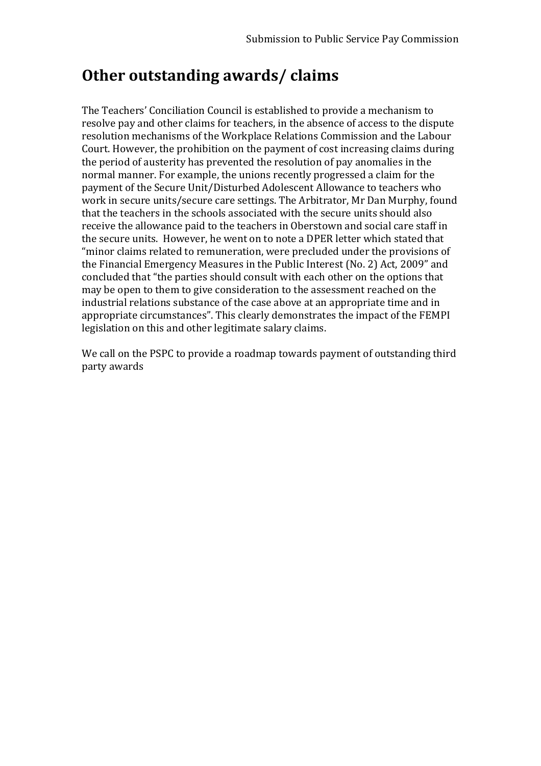## Other outstanding awards/ claims

The Teachers' Conciliation Council is established to provide a mechanism to resolve pay and other claims for teachers, in the absence of access to the dispute resolution mechanisms of the Workplace Relations Commission and the Labour Court. However, the prohibition on the payment of cost increasing claims during the period of austerity has prevented the resolution of pay anomalies in the normal manner. For example, the unions recently progressed a claim for the payment of the Secure Unit/Disturbed Adolescent Allowance to teachers who work in secure units/secure care settings. The Arbitrator, Mr Dan Murphy, found that the teachers in the schools associated with the secure units should also receive the allowance paid to the teachers in Oberstown and social care staff in the secure units. However, he went on to note a DPER letter which stated that "minor claims related to remuneration, were precluded under the provisions of the Financial Emergency Measures in the Public Interest (No. 2) Act, 2009" and concluded that "the parties should consult with each other on the options that may be open to them to give consideration to the assessment reached on the industrial relations substance of the case above at an appropriate time and in appropriate circumstances". This clearly demonstrates the impact of the FEMPI legislation on this and other legitimate salary claims.

We call on the PSPC to provide a roadmap towards payment of outstanding third party awards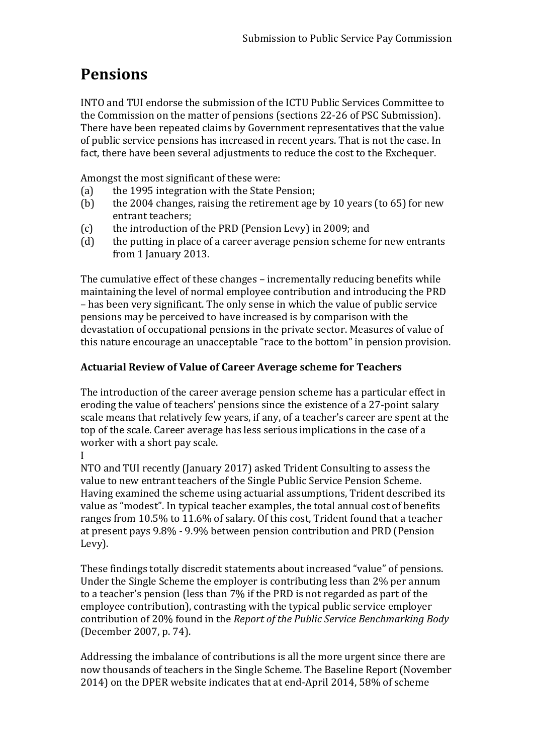# Pensions

INTO and TUI endorse the submission of the ICTU Public Services Committee to the Commission on the matter of pensions (sections 22-26 of PSC Submission). There have been repeated claims by Government representatives that the value of public service pensions has increased in recent years. That is not the case. In fact, there have been several adjustments to reduce the cost to the Exchequer.

Amongst the most significant of these were:

(a) the 1995 integration with the State Pension;
(b) the 2004 changes, raising the retirement age by 10 years (to 65) for new entrant teachers;
(c) the introduction of the PRD (Pension Levy) in 2009; and
(d) the putting in place of a career average pension scheme for new entrants from 1 January 2013.

The cumulative effect of these changes – incrementally reducing benefits while maintaining the level of normal employee contribution and introducing the PRD – has been very significant. The only sense in which the value of public service pensions may be perceived to have increased is by comparison with the devastation of occupational pensions in the private sector. Measures of value of this nature encourage an unacceptable "race to the bottom" in pension provision.

**Actuarial Review of Value of Career Average scheme for Teachers**

The introduction of the career average pension scheme has a particular effect in eroding the value of teachers' pensions since the existence of a 27-point salary scale means that relatively few years, if any, of a teacher's career are spent at the top of the scale. Career average has less serious implications in the case of a worker with a short pay scale.

INTO and TUI recently (January 2017) asked Trident Consulting to assess the value to new entrant teachers of the Single Public Service Pension Scheme. Having examined the scheme using actuarial assumptions, Trident described its value as "modest". In typical teacher examples, the total annual cost of benefits ranges from 10.5% to 11.6% of salary. Of this cost, Trident found that a teacher at present pays 9.8% - 9.9% between pension contribution and PRD (Pension Levy).

These findings totally discredit statements about increased "value" of pensions. Under the Single Scheme the employer is contributing less than 2% per annum to a teacher's pension (less than 7% if the PRD is not regarded as part of the employee contribution), contrasting with the typical public service employer contribution of 20% found in the *Report of the Public Service Benchmarking Body* (December 2007, p. 74).

Addressing the imbalance of contributions is all the more urgent since there are now thousands of teachers in the Single Scheme. The Baseline Report (November 2014) on the DPER website indicates that at end-April 2014, 58% of scheme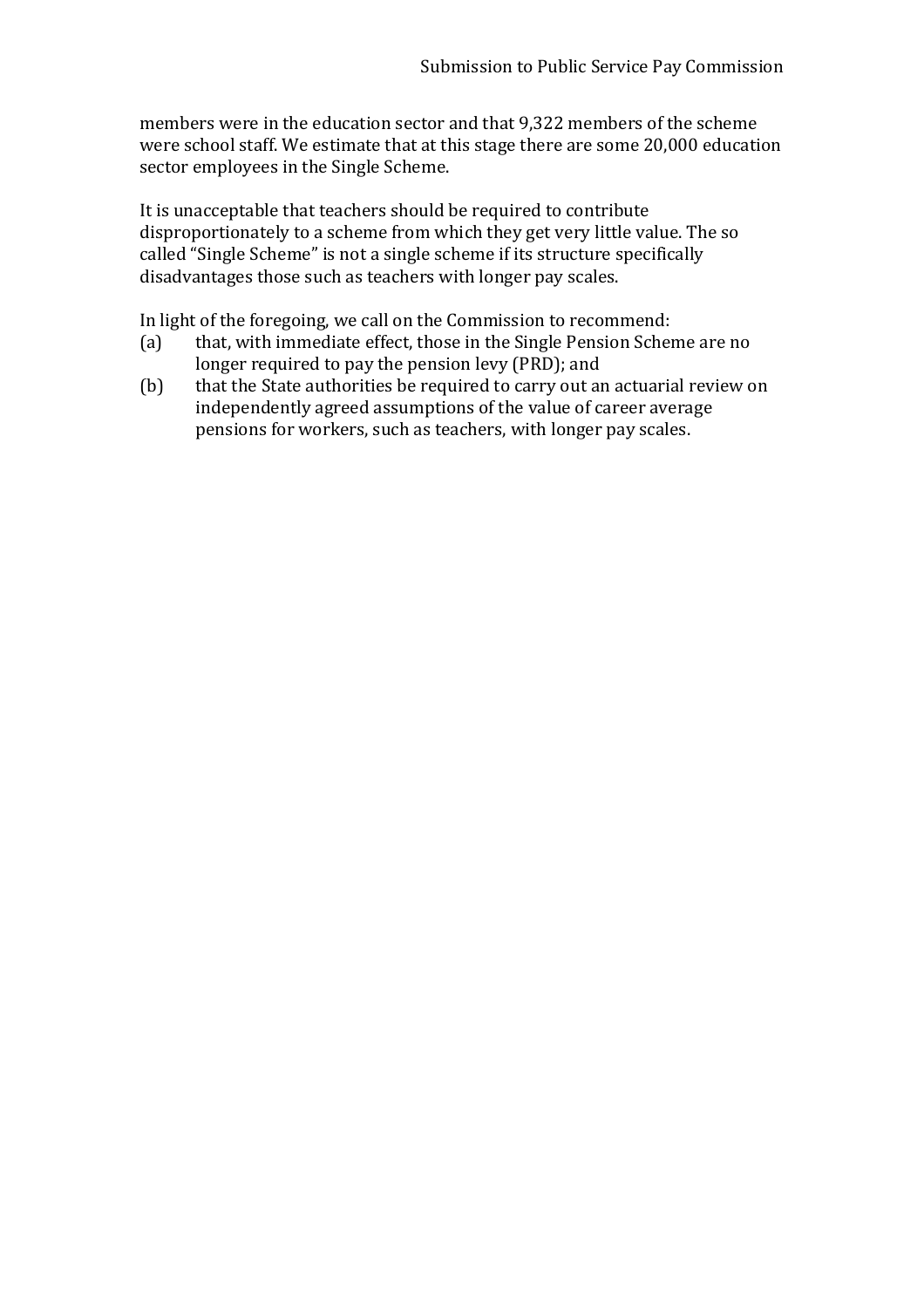members were in the education sector and that 9,322 members of the scheme were school staff. We estimate that at this stage there are some 20,000 education sector employees in the Single Scheme.

It is unacceptable that teachers should be required to contribute disproportionately to a scheme from which they get very little value. The so called "Single Scheme" is not a single scheme if its structure specifically disadvantages those such as teachers with longer pay scales.

In light of the foregoing, we call on the Commission to recommend:

(a) that, with immediate effect, those in the Single Pension Scheme are no longer required to pay the pension levy (PRD); and

(b) that the State authorities be required to carry out an actuarial review on independently agreed assumptions of the value of career average pensions for workers, such as teachers, with longer pay scales.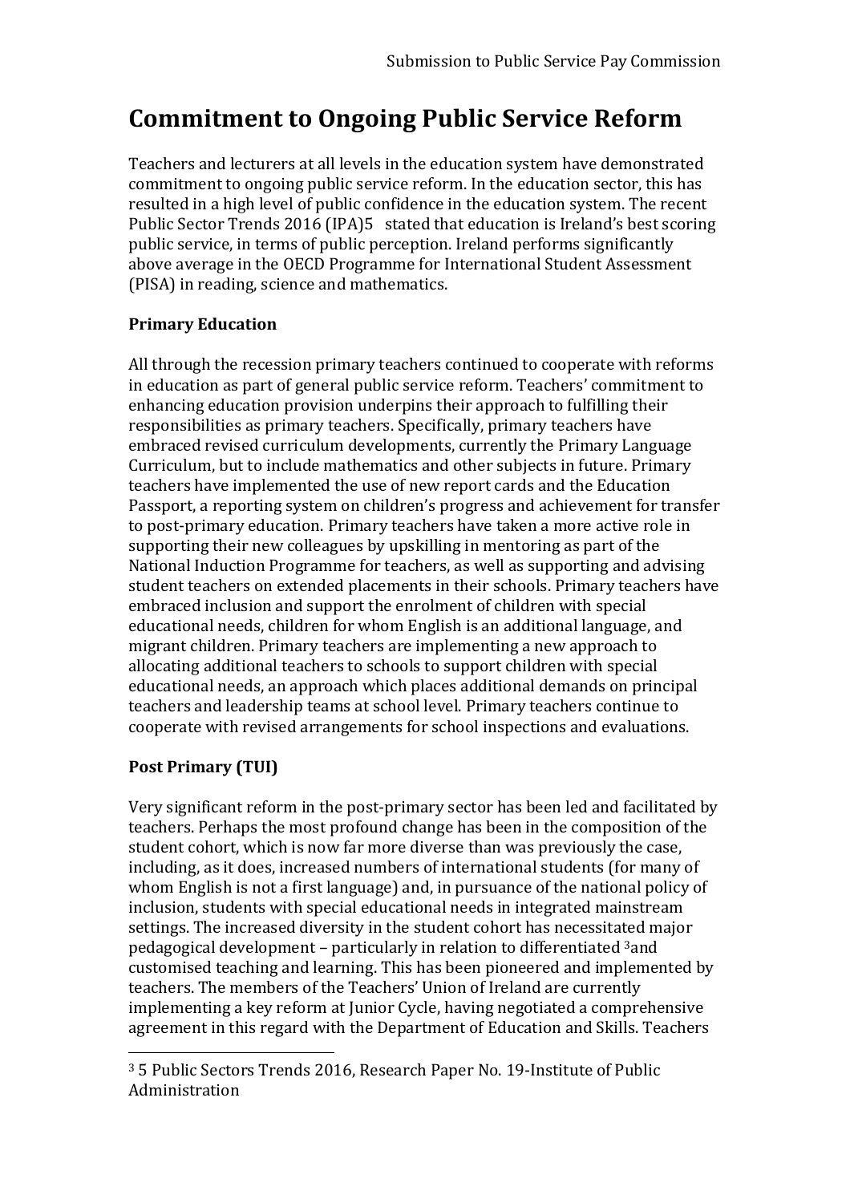# Commitment to Ongoing Public Service Reform

Teachers and lecturers at all levels in the education system have demonstrated commitment to ongoing public service reform. In the education sector, this has resulted in a high level of public confidence in the education system. The recent Public Sector Trends 2016 (IPA)5 stated that education is Ireland's best scoring public service, in terms of public perception. Ireland performs significantly above average in the OECD Programme for International Student Assessment (PISA) in reading, science and mathematics.

## Primary Education

All through the recession primary teachers continued to cooperate with reforms in education as part of general public service reform. Teachers' commitment to enhancing education provision underpins their approach to fulfilling their responsibilities as primary teachers. Specifically, primary teachers have embraced revised curriculum developments, currently the Primary Language Curriculum, but to include mathematics and other subjects in future. Primary teachers have implemented the use of new report cards and the Education Passport, a reporting system on children's progress and achievement for transfer to post-primary education. Primary teachers have taken a more active role in supporting their new colleagues by upskilling in mentoring as part of the National Induction Programme for teachers, as well as supporting and advising student teachers on extended placements in their schools. Primary teachers have embraced inclusion and support the enrolment of children with special educational needs, children for whom English is an additional language, and migrant children. Primary teachers are implementing a new approach to allocating additional teachers to schools to support children with special educational needs, an approach which places additional demands on principal teachers and leadership teams at school level. Primary teachers continue to cooperate with revised arrangements for school inspections and evaluations.

## Post Primary (TUI)

Very significant reform in the post-primary sector has been led and facilitated by teachers. Perhaps the most profound change has been in the composition of the student cohort, which is now far more diverse than was previously the case, including, as it does, increased numbers of international students (for many of whom English is not a first language) and, in pursuance of the national policy of inclusion, students with special educational needs in integrated mainstream settings. The increased diversity in the student cohort has necessitated major pedagogical development – particularly in relation to differentiated [3]and customised teaching and learning. This has been pioneered and implemented by teachers. The members of the Teachers' Union of Ireland are currently implementing a key reform at Junior Cycle, having negotiated a comprehensive agreement in this regard with the Department of Education and Skills. Teachers

[3] 5 Public Sectors Trends 2016, Research Paper No. 19-Institute of Public Administration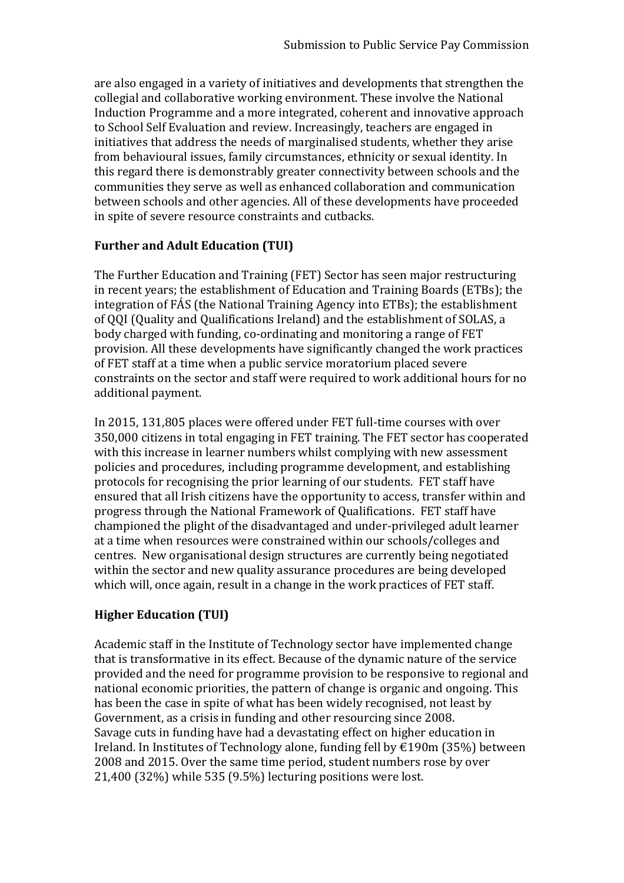are also engaged in a variety of initiatives and developments that strengthen the collegial and collaborative working environment. These involve the National Induction Programme and a more integrated, coherent and innovative approach to School Self Evaluation and review. Increasingly, teachers are engaged in initiatives that address the needs of marginalised students, whether they arise from behavioural issues, family circumstances, ethnicity or sexual identity. In this regard there is demonstrably greater connectivity between schools and the communities they serve as well as enhanced collaboration and communication between schools and other agencies. All of these developments have proceeded in spite of severe resource constraints and cutbacks.

**Further and Adult Education (TUI)**

The Further Education and Training (FET) Sector has seen major restructuring in recent years; the establishment of Education and Training Boards (ETBs); the integration of FÁS (the National Training Agency into ETBs); the establishment of QQI (Quality and Qualifications Ireland) and the establishment of SOLAS, a body charged with funding, co-ordinating and monitoring a range of FET provision. All these developments have significantly changed the work practices of FET staff at a time when a public service moratorium placed severe constraints on the sector and staff were required to work additional hours for no additional payment.

In 2015, 131,805 places were offered under FET full-time courses with over 350,000 citizens in total engaging in FET training. The FET sector has cooperated with this increase in learner numbers whilst complying with new assessment policies and procedures, including programme development, and establishing protocols for recognising the prior learning of our students. FET staff have ensured that all Irish citizens have the opportunity to access, transfer within and progress through the National Framework of Qualifications. FET staff have championed the plight of the disadvantaged and under-privileged adult learner at a time when resources were constrained within our schools/colleges and centres. New organisational design structures are currently being negotiated within the sector and new quality assurance procedures are being developed which will, once again, result in a change in the work practices of FET staff.

**Higher Education (TUI)**

Academic staff in the Institute of Technology sector have implemented change that is transformative in its effect. Because of the dynamic nature of the service provided and the need for programme provision to be responsive to regional and national economic priorities, the pattern of change is organic and ongoing. This has been the case in spite of what has been widely recognised, not least by Government, as a crisis in funding and other resourcing since 2008.
Savage cuts in funding have had a devastating effect on higher education in Ireland. In Institutes of Technology alone, funding fell by €190m (35%) between 2008 and 2015. Over the same time period, student numbers rose by over 21,400 (32%) while 535 (9.5%) lecturing positions were lost.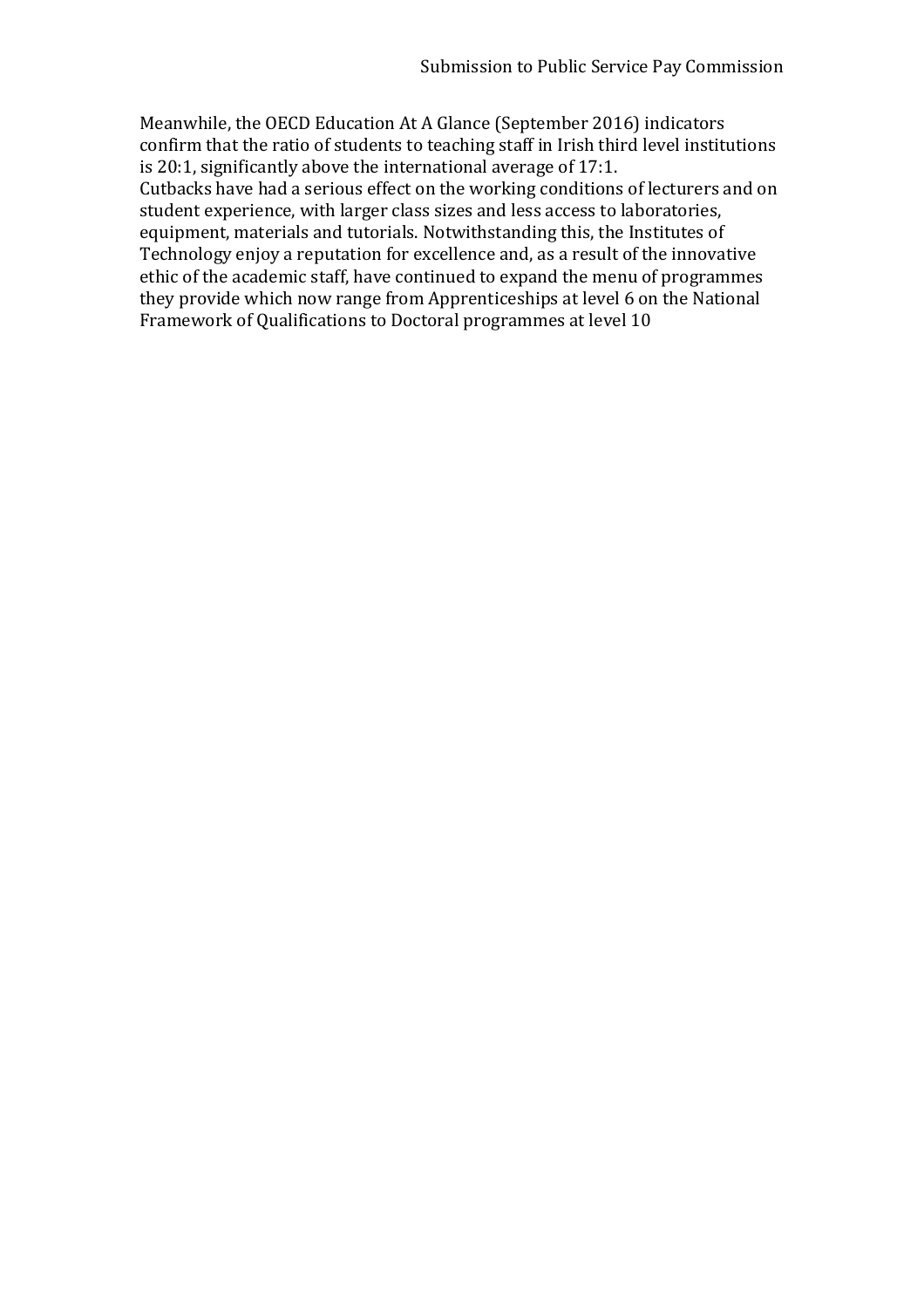Meanwhile, the OECD Education At A Glance (September 2016) indicators confirm that the ratio of students to teaching staff in Irish third level institutions is 20:1, significantly above the international average of 17:1.
Cutbacks have had a serious effect on the working conditions of lecturers and on student experience, with larger class sizes and less access to laboratories, equipment, materials and tutorials. Notwithstanding this, the Institutes of Technology enjoy a reputation for excellence and, as a result of the innovative ethic of the academic staff, have continued to expand the menu of programmes they provide which now range from Apprenticeships at level 6 on the National Framework of Qualifications to Doctoral programmes at level 10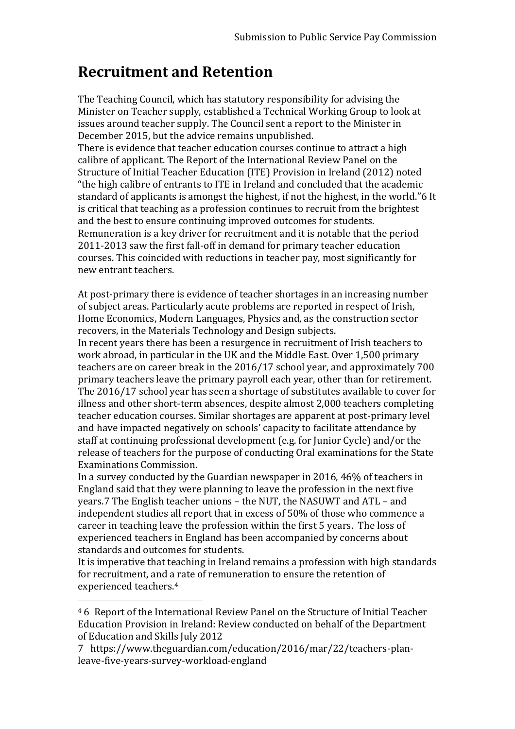# Recruitment and Retention

The Teaching Council, which has statutory responsibility for advising the Minister on Teacher supply, established a Technical Working Group to look at issues around teacher supply. The Council sent a report to the Minister in December 2015, but the advice remains unpublished.

There is evidence that teacher education courses continue to attract a high calibre of applicant. The Report of the International Review Panel on the Structure of Initial Teacher Education (ITE) Provision in Ireland (2012) noted "the high calibre of entrants to ITE in Ireland and concluded that the academic standard of applicants is amongst the highest, if not the highest, in the world."6 It is critical that teaching as a profession continues to recruit from the brightest and the best to ensure continuing improved outcomes for students.

Remuneration is a key driver for recruitment and it is notable that the period 2011-2013 saw the first fall-off in demand for primary teacher education courses. This coincided with reductions in teacher pay, most significantly for new entrant teachers.

At post-primary there is evidence of teacher shortages in an increasing number of subject areas. Particularly acute problems are reported in respect of Irish, Home Economics, Modern Languages, Physics and, as the construction sector recovers, in the Materials Technology and Design subjects.

In recent years there has been a resurgence in recruitment of Irish teachers to work abroad, in particular in the UK and the Middle East. Over 1,500 primary teachers are on career break in the 2016/17 school year, and approximately 700 primary teachers leave the primary payroll each year, other than for retirement. The 2016/17 school year has seen a shortage of substitutes available to cover for illness and other short-term absences, despite almost 2,000 teachers completing teacher education courses. Similar shortages are apparent at post-primary level and have impacted negatively on schools' capacity to facilitate attendance by staff at continuing professional development (e.g. for Junior Cycle) and/or the release of teachers for the purpose of conducting Oral examinations for the State Examinations Commission.

In a survey conducted by the Guardian newspaper in 2016, 46% of teachers in England said that they were planning to leave the profession in the next five years.7 The English teacher unions – the NUT, the NASUWT and ATL – and independent studies all report that in excess of 50% of those who commence a career in teaching leave the profession within the first 5 years. The loss of experienced teachers in England has been accompanied by concerns about standards and outcomes for students.

It is imperative that teaching in Ireland remains a profession with high standards for recruitment, and a rate of remuneration to ensure the retention of experienced teachers.[4]

---

[4] 6 Report of the International Review Panel on the Structure of Initial Teacher Education Provision in Ireland: Review conducted on behalf of the Department of Education and Skills July 2012

7 https://www.theguardian.com/education/2016/mar/22/teachers-plan-leave-five-years-survey-workload-england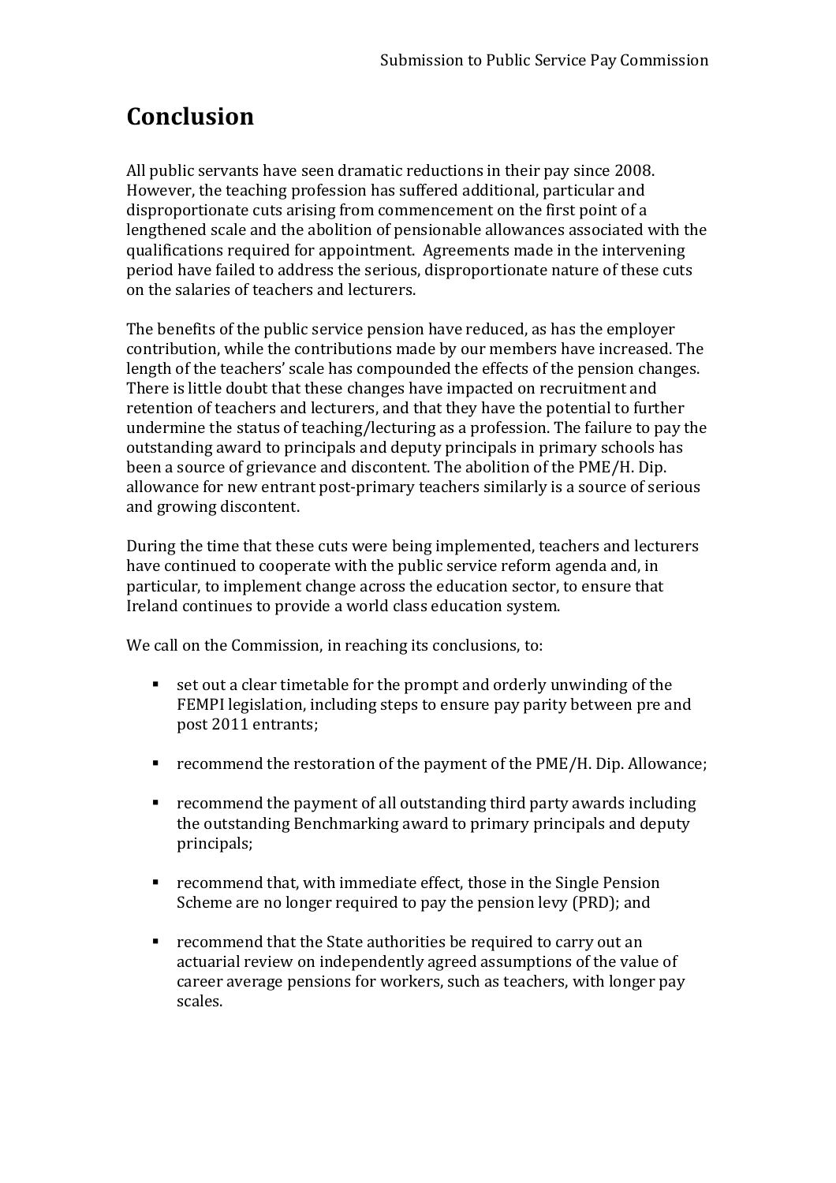# Conclusion

All public servants have seen dramatic reductions in their pay since 2008. However, the teaching profession has suffered additional, particular and disproportionate cuts arising from commencement on the first point of a lengthened scale and the abolition of pensionable allowances associated with the qualifications required for appointment. Agreements made in the intervening period have failed to address the serious, disproportionate nature of these cuts on the salaries of teachers and lecturers.

The benefits of the public service pension have reduced, as has the employer contribution, while the contributions made by our members have increased. The length of the teachers' scale has compounded the effects of the pension changes. There is little doubt that these changes have impacted on recruitment and retention of teachers and lecturers, and that they have the potential to further undermine the status of teaching/lecturing as a profession. The failure to pay the outstanding award to principals and deputy principals in primary schools has been a source of grievance and discontent. The abolition of the PME/H. Dip. allowance for new entrant post-primary teachers similarly is a source of serious and growing discontent.

During the time that these cuts were being implemented, teachers and lecturers have continued to cooperate with the public service reform agenda and, in particular, to implement change across the education sector, to ensure that Ireland continues to provide a world class education system.

We call on the Commission, in reaching its conclusions, to:

- set out a clear timetable for the prompt and orderly unwinding of the FEMPI legislation, including steps to ensure pay parity between pre and post 2011 entrants;
- recommend the restoration of the payment of the PME/H. Dip. Allowance;
- recommend the payment of all outstanding third party awards including the outstanding Benchmarking award to primary principals and deputy principals;
- recommend that, with immediate effect, those in the Single Pension Scheme are no longer required to pay the pension levy (PRD); and
- recommend that the State authorities be required to carry out an actuarial review on independently agreed assumptions of the value of career average pensions for workers, such as teachers, with longer pay scales.